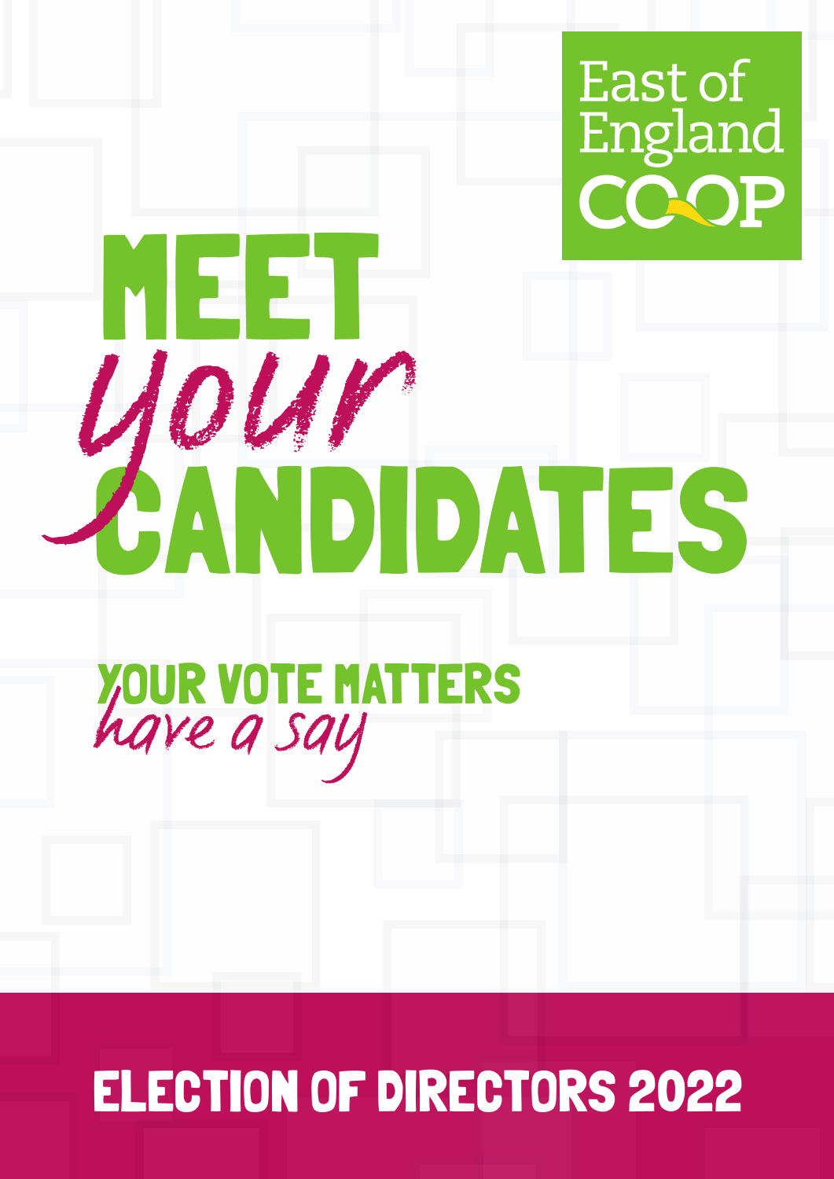East of England CO-OP

# MEET *your* CANDIDATES

## YOUR VOTE MATTERS *have a say*

## ELECTION OF DIRECTORS 2022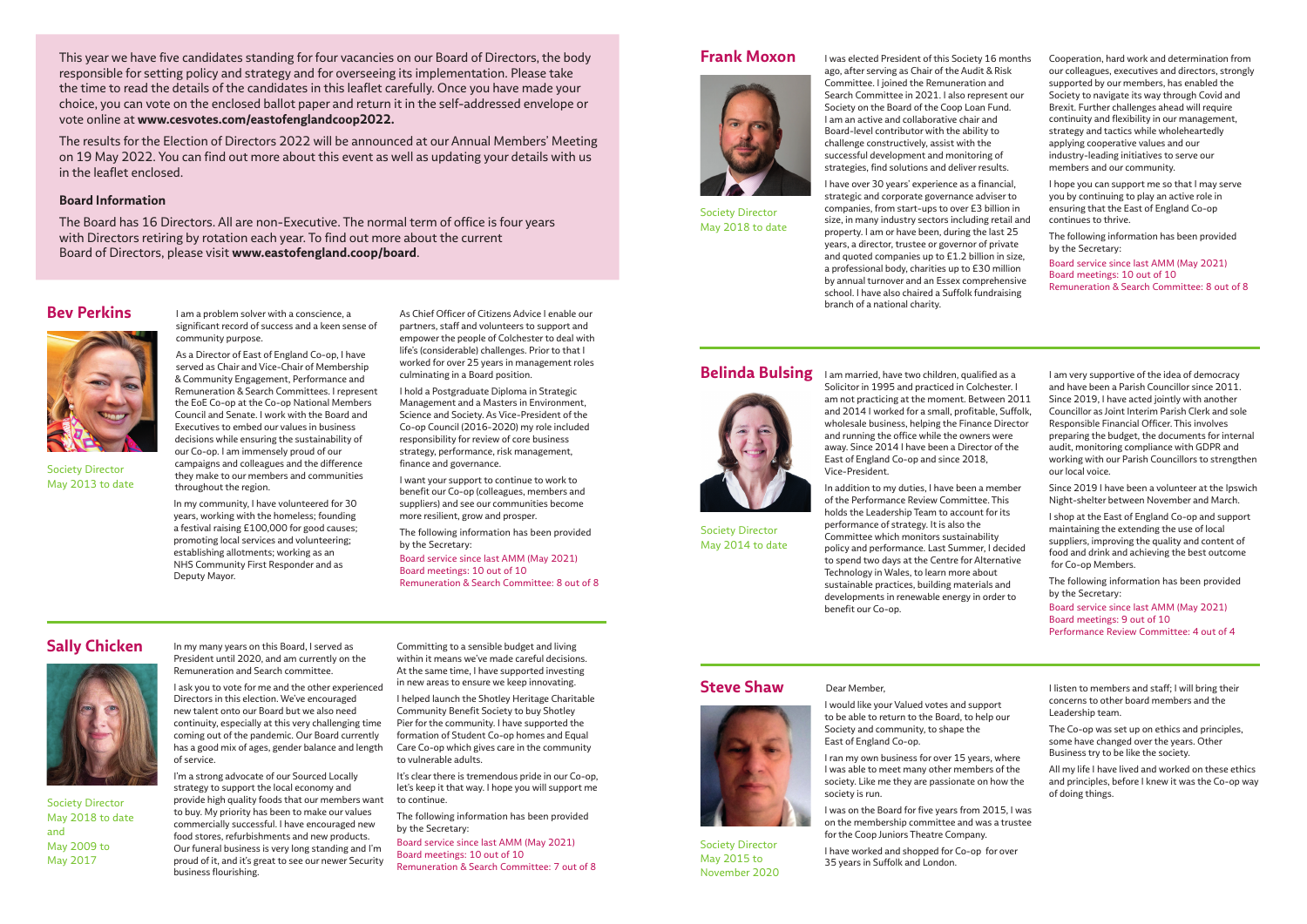This year we have five candidates standing for four vacancies on our Board of Directors, the body responsible for setting policy and strategy and for overseeing its implementation. Please take the time to read the details of the candidates in this leaflet carefully. Once you have made your choice, you can vote on the enclosed ballot paper and return it in the self-addressed envelope or vote online at **www.cesvotes.com/eastofenglandcoop2022.**

The results for the Election of Directors 2022 will be announced at our Annual Members' Meeting on 19 May 2022. You can find out more about this event as well as updating your details with us in the leaflet enclosed.

### Board Information

The Board has 16 Directors. All are non-Executive. The normal term of office is four years with Directors retiring by rotation each year. To find out more about the current Board of Directors, please visit **www.eastofengland.coop/board**.

## Bev Perkins

Society Director
May 2013 to date

I am a problem solver with a conscience, a significant record of success and a keen sense of community purpose.

As a Director of East of England Co-op, I have served as Chair and Vice-Chair of Membership & Community Engagement, Performance and Remuneration & Search Committees. I represent the EoE Co-op at the Co-op National Members Council and Senate. I work with the Board and Executives to embed our values in business decisions while ensuring the sustainability of our Co-op. I am immensely proud of our campaigns and colleagues and the difference they make to our members and communities throughout the region.

In my community, I have volunteered for 30 years, working with the homeless; founding a festival raising £100,000 for good causes; promoting local services and volunteering; establishing allotments; working as an NHS Community First Responder and as Deputy Mayor.

As Chief Officer of Citizens Advice I enable our partners, staff and volunteers to support and empower the people of Colchester to deal with life's (considerable) challenges. Prior to that I worked for over 25 years in management roles culminating in a Board position.

I hold a Postgraduate Diploma in Strategic Management and a Masters in Environment, Science and Society. As Vice-President of the Co-op Council (2016-2020) my role included responsibility for review of core business strategy, performance, risk management, finance and governance.

I want your support to continue to work to benefit our Co-op (colleagues, members and suppliers) and see our communities become more resilient, grow and prosper.

The following information has been provided by the Secretary:

Board service since last AMM (May 2021)
Board meetings: 10 out of 10
Remuneration & Search Committee: 8 out of 8

## Sally Chicken

Society Director
May 2018 to date
and
May 2009 to
May 2017

In my many years on this Board, I served as President until 2020, and am currently on the Remuneration and Search committee.

I ask you to vote for me and the other experienced Directors in this election. We've encouraged new talent onto our Board but we also need continuity, especially at this very challenging time coming out of the pandemic. Our Board currently has a good mix of ages, gender balance and length of service.

I'm a strong advocate of our Sourced Locally strategy to support the local economy and provide high quality foods that our members want to buy. My priority has been to make our values commercially successful. I have encouraged new food stores, refurbishments and new products. Our funeral business is very long standing and I'm proud of it, and it's great to see our newer Security business flourishing.

Committing to a sensible budget and living within it means we've made careful decisions. At the same time, I have supported investing in new areas to ensure we keep innovating.

I helped launch the Shotley Heritage Charitable Community Benefit Society to buy Shotley Pier for the community. I have supported the formation of Student Co-op homes and Equal Care Co-op which gives care in the community to vulnerable adults.

It's clear there is tremendous pride in our Co-op, let's keep it that way. I hope you will support me to continue.

The following information has been provided by the Secretary:

Board service since last AMM (May 2021)
Board meetings: 10 out of 10
Remuneration & Search Committee: 7 out of 8

## Frank Moxon

Society Director
May 2018 to date

I was elected President of this Society 16 months ago, after serving as Chair of the Audit & Risk Committee. I joined the Remuneration and Search Committee in 2021. I also represent our Society on the Board of the Coop Loan Fund. I am an active and collaborative chair and Board-level contributor with the ability to challenge constructively, assist with the successful development and monitoring of strategies, find solutions and deliver results.

I have over 30 years' experience as a financial, strategic and corporate governance adviser to companies, from start-ups to over £3 billion in size, in many industry sectors including retail and property. I am or have been, during the last 25 years, a director, trustee or governor of private and quoted companies up to £1.2 billion in size, a professional body, charities up to £30 million by annual turnover and an Essex comprehensive school. I have also chaired a Suffolk fundraising branch of a national charity.

Cooperation, hard work and determination from our colleagues, executives and directors, strongly supported by our members, has enabled the Society to navigate its way through Covid and Brexit. Further challenges ahead will require continuity and flexibility in our management, strategy and tactics while wholeheartedly applying cooperative values and our industry-leading initiatives to serve our members and our community.

I hope you can support me so that I may serve you by continuing to play an active role in ensuring that the East of England Co-op continues to thrive.

The following information has been provided by the Secretary:

Board service since last AMM (May 2021)
Board meetings: 10 out of 10
Remuneration & Search Committee: 8 out of 8

## Belinda Bulsing

Society Director
May 2014 to date

I am married, have two children, qualified as a Solicitor in 1995 and practiced in Colchester. I am not practicing at the moment. Between 2011 and 2014 I worked for a small, profitable, Suffolk, wholesale business, helping the Finance Director and running the office while the owners were away. Since 2014 I have been a Director of the East of England Co-op and since 2018, Vice-President.

In addition to my duties, I have been a member of the Performance Review Committee. This holds the Leadership Team to account for its performance of strategy. It is also the Committee which monitors sustainability policy and performance. Last Summer, I decided to spend two days at the Centre for Alternative Technology in Wales, to learn more about sustainable practices, building materials and developments in renewable energy in order to benefit our Co-op.

I am very supportive of the idea of democracy and have been a Parish Councillor since 2011. Since 2019, I have acted jointly with another Councillor as Joint Interim Parish Clerk and sole Responsible Financial Officer. This involves preparing the budget, the documents for internal audit, monitoring compliance with GDPR and working with our Parish Councillors to strengthen our local voice.

Since 2019 I have been a volunteer at the Ipswich Night-shelter between November and March.

I shop at the East of England Co-op and support maintaining the extending the use of local suppliers, improving the quality and content of food and drink and achieving the best outcome for Co-op Members.

The following information has been provided by the Secretary:

Board service since last AMM (May 2021)
Board meetings: 9 out of 10
Performance Review Committee: 4 out of 4

## Steve Shaw

Society Director
May 2015 to
November 2020

Dear Member,

I would like your Valued votes and support to be able to return to the Board, to help our Society and community, to shape the East of England Co-op.

I ran my own business for over 15 years, where I was able to meet many other members of the society. Like me they are passionate on how the society is run.

I was on the Board for five years from 2015, I was on the membership committee and was a trustee for the Coop Juniors Theatre Company.

I have worked and shopped for Co-op for over 35 years in Suffolk and London.

I listen to members and staff; I will bring their concerns to other board members and the Leadership team.

The Co-op was set up on ethics and principles, some have changed over the years. Other Business try to be like the society.

All my life I have lived and worked on these ethics and principles, before I knew it was the Co-op way of doing things.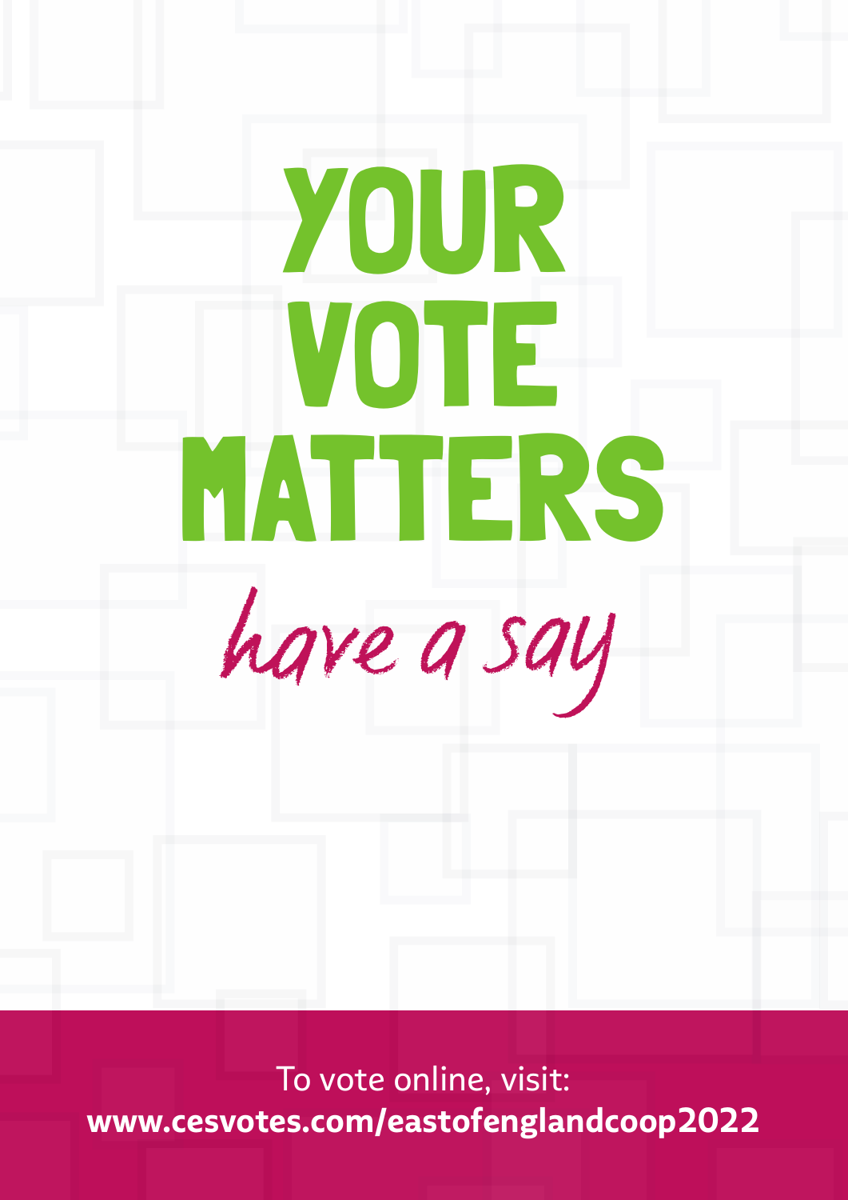# YOUR VOTE MATTERS

*have a say*

To vote online, visit:
**www.cesvotes.com/eastofenglandcoop2022**